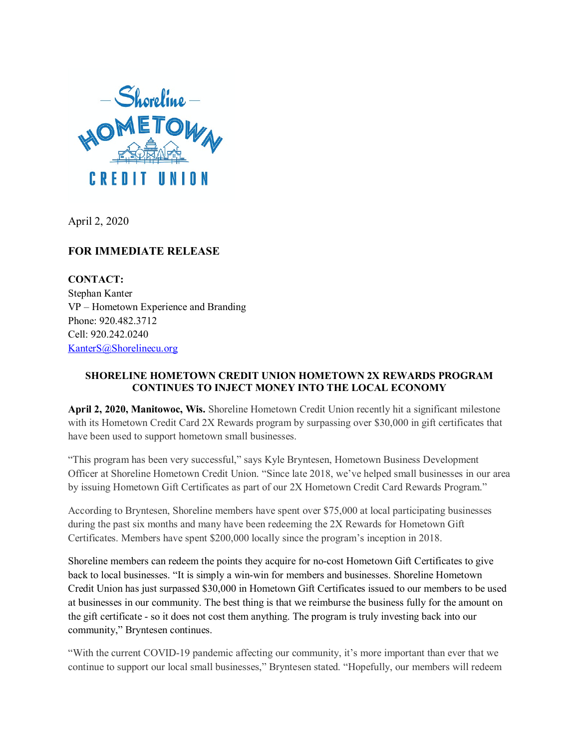April 2, 2020

**FOR IMMEDIATE RELEASE**

**CONTACT:**
Stephan Kanter
VP – Hometown Experience and Branding
Phone: 920.482.3712
Cell: 920.242.0240
KanterS@Shorelinecu.org

## SHORELINE HOMETOWN CREDIT UNION HOMETOWN 2X REWARDS PROGRAM CONTINUES TO INJECT MONEY INTO THE LOCAL ECONOMY

**April 2, 2020, Manitowoc, Wis.** Shoreline Hometown Credit Union recently hit a significant milestone with its Hometown Credit Card 2X Rewards program by surpassing over $30,000 in gift certificates that have been used to support hometown small businesses.

"This program has been very successful," says Kyle Bryntesen, Hometown Business Development Officer at Shoreline Hometown Credit Union. "Since late 2018, we've helped small businesses in our area by issuing Hometown Gift Certificates as part of our 2X Hometown Credit Card Rewards Program."

According to Bryntesen, Shoreline members have spent over $75,000 at local participating businesses during the past six months and many have been redeeming the 2X Rewards for Hometown Gift Certificates. Members have spent $200,000 locally since the program's inception in 2018.

Shoreline members can redeem the points they acquire for no-cost Hometown Gift Certificates to give back to local businesses. "It is simply a win-win for members and businesses. Shoreline Hometown Credit Union has just surpassed $30,000 in Hometown Gift Certificates issued to our members to be used at businesses in our community. The best thing is that we reimburse the business fully for the amount on the gift certificate - so it does not cost them anything. The program is truly investing back into our community," Bryntesen continues.

"With the current COVID-19 pandemic affecting our community, it's more important than ever that we continue to support our local small businesses," Bryntesen stated. "Hopefully, our members will redeem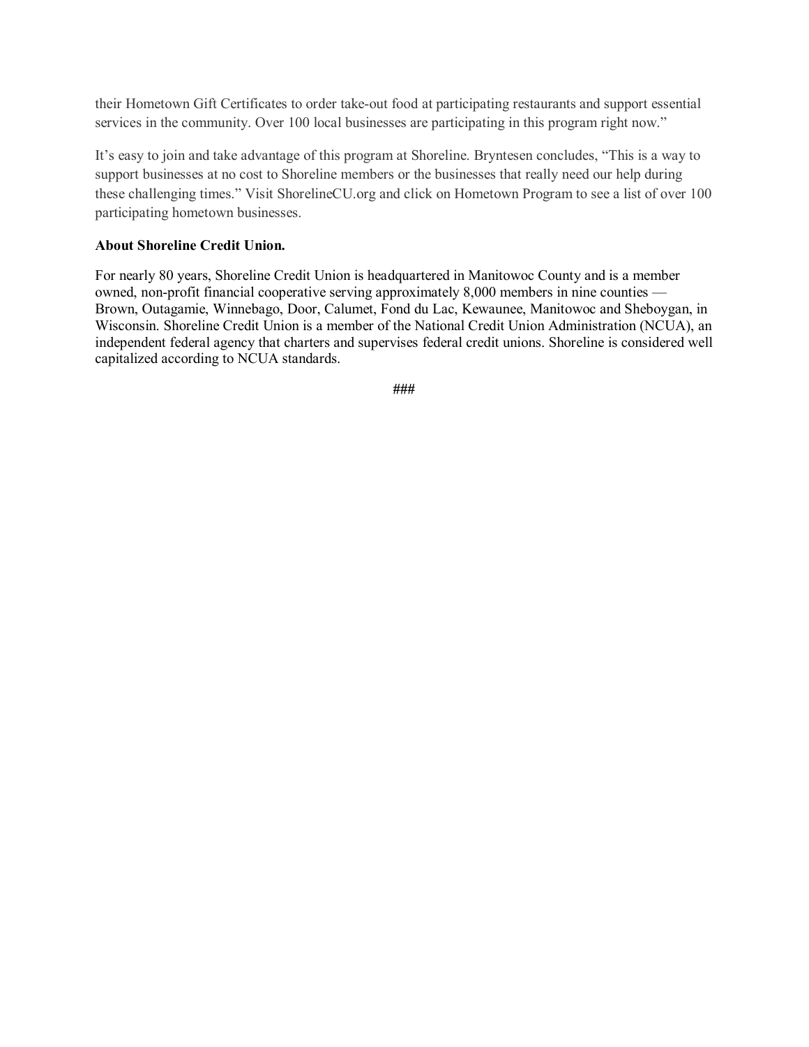their Hometown Gift Certificates to order take-out food at participating restaurants and support essential services in the community. Over 100 local businesses are participating in this program right now."

It's easy to join and take advantage of this program at Shoreline. Bryntesen concludes, "This is a way to support businesses at no cost to Shoreline members or the businesses that really need our help during these challenging times." Visit ShorelineCU.org and click on Hometown Program to see a list of over 100 participating hometown businesses.

**About Shoreline Credit Union.**

For nearly 80 years, Shoreline Credit Union is headquartered in Manitowoc County and is a member owned, non-profit financial cooperative serving approximately 8,000 members in nine counties — Brown, Outagamie, Winnebago, Door, Calumet, Fond du Lac, Kewaunee, Manitowoc and Sheboygan, in Wisconsin. Shoreline Credit Union is a member of the National Credit Union Administration (NCUA), an independent federal agency that charters and supervises federal credit unions. Shoreline is considered well capitalized according to NCUA standards.

###